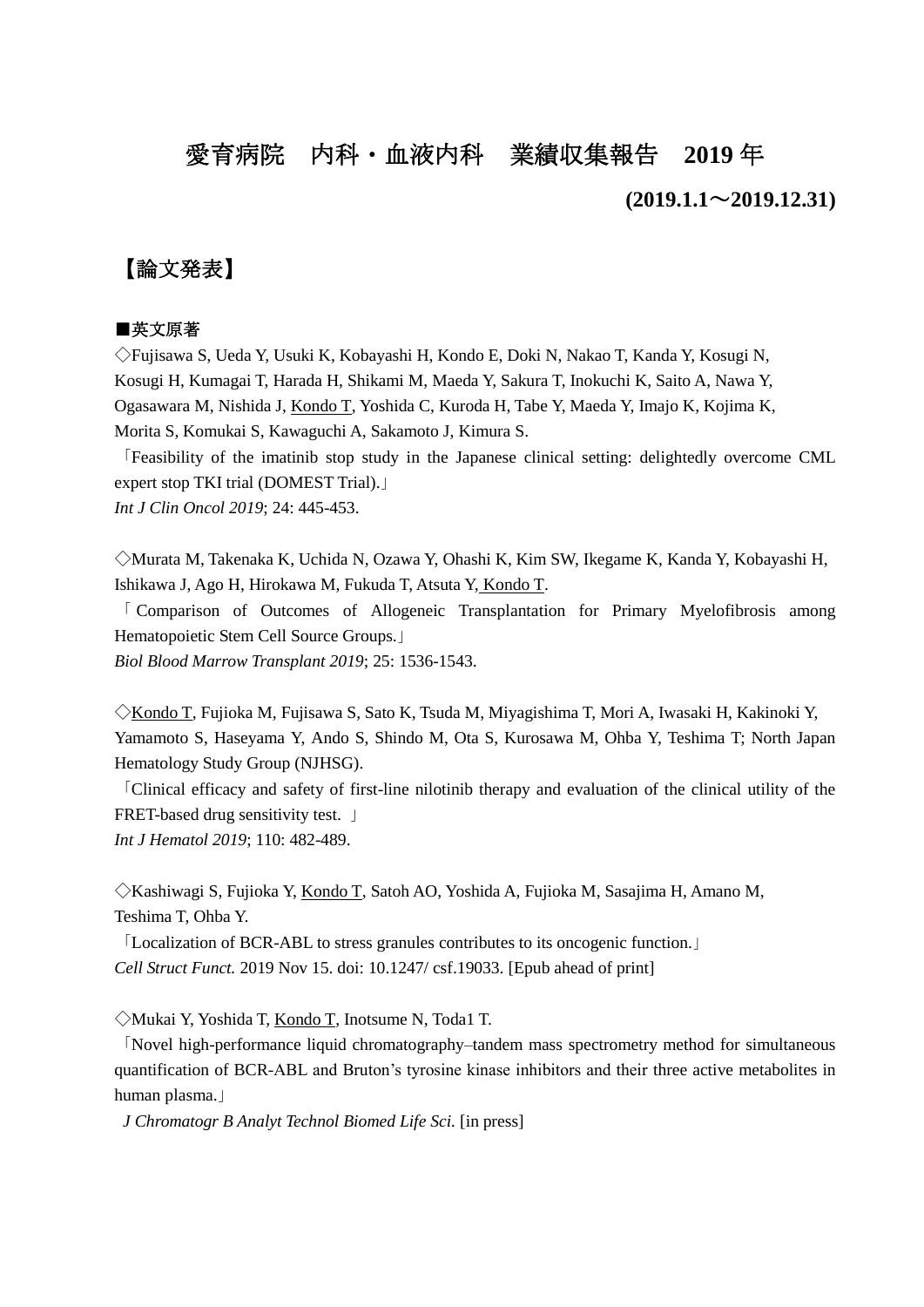# 愛育病院　内科・血液内科　業績収集報告　2019 年

**(2019.1.1～2019.12.31)**

## 【論文発表】

### ■英文原著

◇Fujisawa S, Ueda Y, Usuki K, Kobayashi H, Kondo E, Doki N, Nakao T, Kanda Y, Kosugi N, Kosugi H, Kumagai T, Harada H, Shikami M, Maeda Y, Sakura T, Inokuchi K, Saito A, Nawa Y, Ogasawara M, Nishida J, Kondo T, Yoshida C, Kuroda H, Tabe Y, Maeda Y, Imajo K, Kojima K, Morita S, Komukai S, Kawaguchi A, Sakamoto J, Kimura S.

「Feasibility of the imatinib stop study in the Japanese clinical setting: delightedly overcome CML expert stop TKI trial (DOMEST Trial).」

*Int J Clin Oncol 2019*; 24: 445-453.

◇Murata M, Takenaka K, Uchida N, Ozawa Y, Ohashi K, Kim SW, Ikegame K, Kanda Y, Kobayashi H, Ishikawa J, Ago H, Hirokawa M, Fukuda T, Atsuta Y, Kondo T.

「Comparison of Outcomes of Allogeneic Transplantation for Primary Myelofibrosis among Hematopoietic Stem Cell Source Groups.」

*Biol Blood Marrow Transplant 2019*; 25: 1536-1543.

◇Kondo T, Fujioka M, Fujisawa S, Sato K, Tsuda M, Miyagishima T, Mori A, Iwasaki H, Kakinoki Y, Yamamoto S, Haseyama Y, Ando S, Shindo M, Ota S, Kurosawa M, Ohba Y, Teshima T; North Japan Hematology Study Group (NJHSG).

「Clinical efficacy and safety of first-line nilotinib therapy and evaluation of the clinical utility of the FRET-based drug sensitivity test. 」

*Int J Hematol 2019*; 110: 482-489.

◇Kashiwagi S, Fujioka Y, Kondo T, Satoh AO, Yoshida A, Fujioka M, Sasajima H, Amano M, Teshima T, Ohba Y.

「Localization of BCR-ABL to stress granules contributes to its oncogenic function.」

*Cell Struct Funct.* 2019 Nov 15. doi: 10.1247/ csf.19033. [Epub ahead of print]

◇Mukai Y, Yoshida T, Kondo T, Inotsume N, Toda1 T.

「Novel high-performance liquid chromatography–tandem mass spectrometry method for simultaneous quantification of BCR-ABL and Bruton's tyrosine kinase inhibitors and their three active metabolites in human plasma.」

*J Chromatogr B Analyt Technol Biomed Life Sci.* [in press]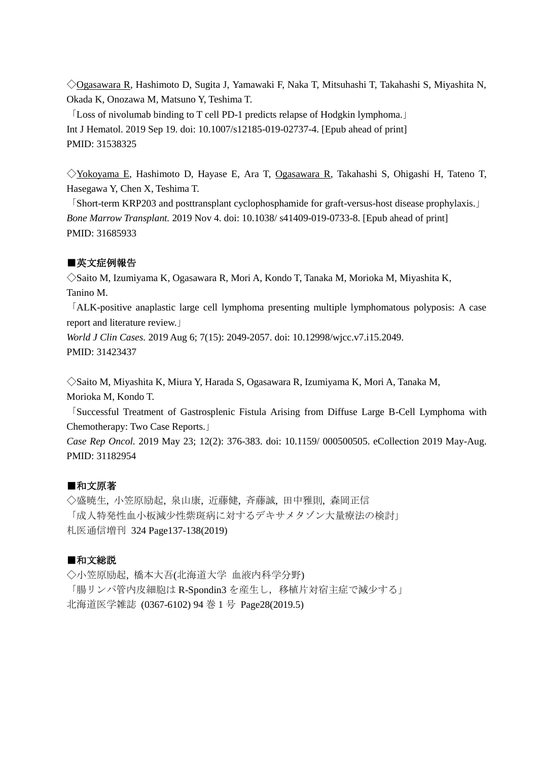◇<u>Ogasawara R</u>, Hashimoto D, Sugita J, Yamawaki F, Naka T, Mitsuhashi T, Takahashi S, Miyashita N, Okada K, Onozawa M, Matsuno Y, Teshima T.

「Loss of nivolumab binding to T cell PD-1 predicts relapse of Hodgkin lymphoma.」
Int J Hematol. 2019 Sep 19. doi: 10.1007/s12185-019-02737-4. [Epub ahead of print]
PMID: 31538325

◇<u>Yokoyama E</u>, Hashimoto D, Hayase E, Ara T, <u>Ogasawara R</u>, Takahashi S, Ohigashi H, Tateno T, Hasegawa Y, Chen X, Teshima T.

「Short-term KRP203 and posttransplant cyclophosphamide for graft-versus-host disease prophylaxis.」
*Bone Marrow Transplant.* 2019 Nov 4. doi: 10.1038/ s41409-019-0733-8. [Epub ahead of print]
PMID: 31685933

**■英文症例報告**

◇Saito M, Izumiyama K, Ogasawara R, Mori A, Kondo T, Tanaka M, Morioka M, Miyashita K, Tanino M.

「ALK-positive anaplastic large cell lymphoma presenting multiple lymphomatous polyposis: A case report and literature review.」
*World J Clin Cases.* 2019 Aug 6; 7(15): 2049-2057. doi: 10.12998/wjcc.v7.i15.2049.
PMID: 31423437

◇Saito M, Miyashita K, Miura Y, Harada S, Ogasawara R, Izumiyama K, Mori A, Tanaka M, Morioka M, Kondo T.

「Successful Treatment of Gastrosplenic Fistula Arising from Diffuse Large B-Cell Lymphoma with Chemotherapy: Two Case Reports.」
*Case Rep Oncol.* 2019 May 23; 12(2): 376-383. doi: 10.1159/ 000500505. eCollection 2019 May-Aug.
PMID: 31182954

**■和文原著**

◇盛暁生, 小笠原励起, 泉山康, 近藤健, 斉藤誠, 田中雅則, 森岡正信
「成人特発性血小板減少性紫斑病に対するデキサメタゾン大量療法の検討」
札医通信増刊 324 Page137-138(2019)

**■和文総説**

◇小笠原励起, 橋本大吾(北海道大学 血液内科学分野)
「腸リンパ管内皮細胞は R-Spondin3 を産生し, 移植片対宿主症で減少する」
北海道医学雑誌 (0367-6102) 94 巻 1 号 Page28(2019.5)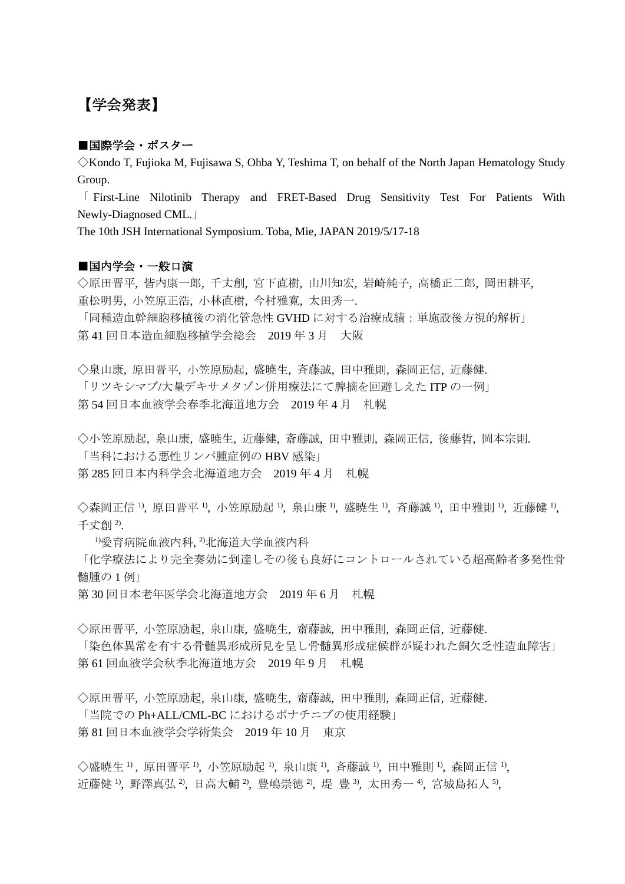# 【学会発表】

**■国際学会・ポスター**

◇Kondo T, Fujioka M, Fujisawa S, Ohba Y, Teshima T, on behalf of the North Japan Hematology Study Group.

「First-Line Nilotinib Therapy and FRET-Based Drug Sensitivity Test For Patients With Newly-Diagnosed CML.」

The 10th JSH International Symposium. Toba, Mie, JAPAN 2019/5/17-18

**■国内学会・一般口演**

◇原田晋平, 皆内康一郎, 千丈創, 宮下直樹, 山川知宏, 岩崎純子, 高橋正二郎, 岡田耕平, 重松明男, 小笠原正浩, 小林直樹, 今村雅寛, 太田秀一.

「同種造血幹細胞移植後の消化管急性 GVHD に対する治療成績：単施設後方視的解析」

第 41 回日本造血細胞移植学会総会　2019 年 3 月　大阪

◇泉山康, 原田晋平, 小笠原励起, 盛暁生, 斉藤誠, 田中雅則, 森岡正信, 近藤健.

「リツキシマブ/大量デキサメタゾン併用療法にて脾摘を回避しえた ITP の一例」

第 54 回日本血液学会春季北海道地方会　2019 年 4 月　札幌

◇小笠原励起, 泉山康, 盛暁生, 近藤健, 斎藤誠, 田中雅則, 森岡正信, 後藤哲, 岡本宗則.

「当科における悪性リンパ腫症例の HBV 感染」

第 285 回日本内科学会北海道地方会　2019 年 4 月　札幌

◇森岡正信 [1], 原田晋平 [1], 小笠原励起 [1], 泉山康 [1], 盛暁生 [1], 斉藤誠 [1], 田中雅則 [1], 近藤健 [1], 千丈創 [2].

[1]愛育病院血液内科, [2]北海道大学血液内科

「化学療法により完全奏効に到達しその後も良好にコントロールされている超高齢者多発性骨髄腫の 1 例」

第 30 回日本老年医学会北海道地方会　2019 年 6 月　札幌

◇原田晋平, 小笠原励起, 泉山康, 盛暁生, 齋藤誠, 田中雅則, 森岡正信, 近藤健.

「染色体異常を有する骨髄異形成所見を呈し骨髄異形成症候群が疑われた銅欠乏性造血障害」

第 61 回血液学会秋季北海道地方会　2019 年 9 月　札幌

◇原田晋平, 小笠原励起, 泉山康, 盛暁生, 齋藤誠, 田中雅則, 森岡正信, 近藤健.

「当院での Ph+ALL/CML-BC におけるポナチニブの使用経験」

第 81 回日本血液学会学術集会　2019 年 10 月　東京

◇盛暁生 [1], 原田晋平 [1], 小笠原励起 [1], 泉山康 [1], 斉藤誠 [1], 田中雅則 [1], 森岡正信 [1], 近藤健 [1], 野澤真弘 [2], 日高大輔 [2], 豊嶋崇徳 [2], 堤 豊 [3], 太田秀一 [4], 宮城島拓人 [5],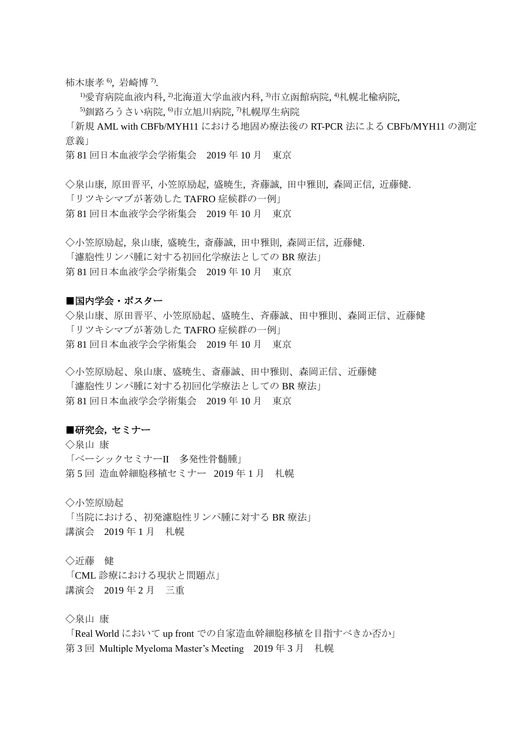柿木康孝[6], 岩崎博[7].

[1]愛育病院血液内科, [2]北海道大学血液内科, [3]市立函館病院, [4]札幌北楡病院,

[5]釧路ろうさい病院, [6]市立旭川病院, [7]札幌厚生病院

「新規 AML with CBFb/MYH11 における地固め療法後の RT-PCR 法による CBFb/MYH11 の測定意義」

第 81 回日本血液学会学術集会　2019 年 10 月　東京

◇泉山康, 原田晋平, 小笠原励起, 盛暁生, 斉藤誠, 田中雅則, 森岡正信, 近藤健.

「リツキシマブが著効した TAFRO 症候群の一例」

第 81 回日本血液学会学術集会　2019 年 10 月　東京

◇小笠原励起, 泉山康, 盛暁生, 斎藤誠, 田中雅則, 森岡正信, 近藤健.

「濾胞性リンパ腫に対する初回化学療法としての BR 療法」

第 81 回日本血液学会学術集会　2019 年 10 月　東京

**■国内学会・ポスター**

◇泉山康、原田晋平、小笠原励起、盛暁生、斉藤誠、田中雅則、森岡正信、近藤健

「リツキシマブが著効した TAFRO 症候群の一例」

第 81 回日本血液学会学術集会　2019 年 10 月　東京

◇小笠原励起、泉山康、盛暁生、斎藤誠、田中雅則、森岡正信、近藤健

「濾胞性リンパ腫に対する初回化学療法としての BR 療法」

第 81 回日本血液学会学術集会　2019 年 10 月　東京

**■研究会, セミナー**

◇泉山 康

「ベーシックセミナーII　多発性骨髄腫」

第 5 回 造血幹細胞移植セミナー　2019 年 1 月　札幌

◇小笠原励起

「当院における、初発濾胞性リンパ腫に対する BR 療法」

講演会　2019 年 1 月　札幌

◇近藤　健

「CML 診療における現状と問題点」

講演会　2019 年 2 月　三重

◇泉山 康

「Real World において up front での自家造血幹細胞移植を目指すべきか否か」

第 3 回 Multiple Myeloma Master's Meeting　2019 年 3 月　札幌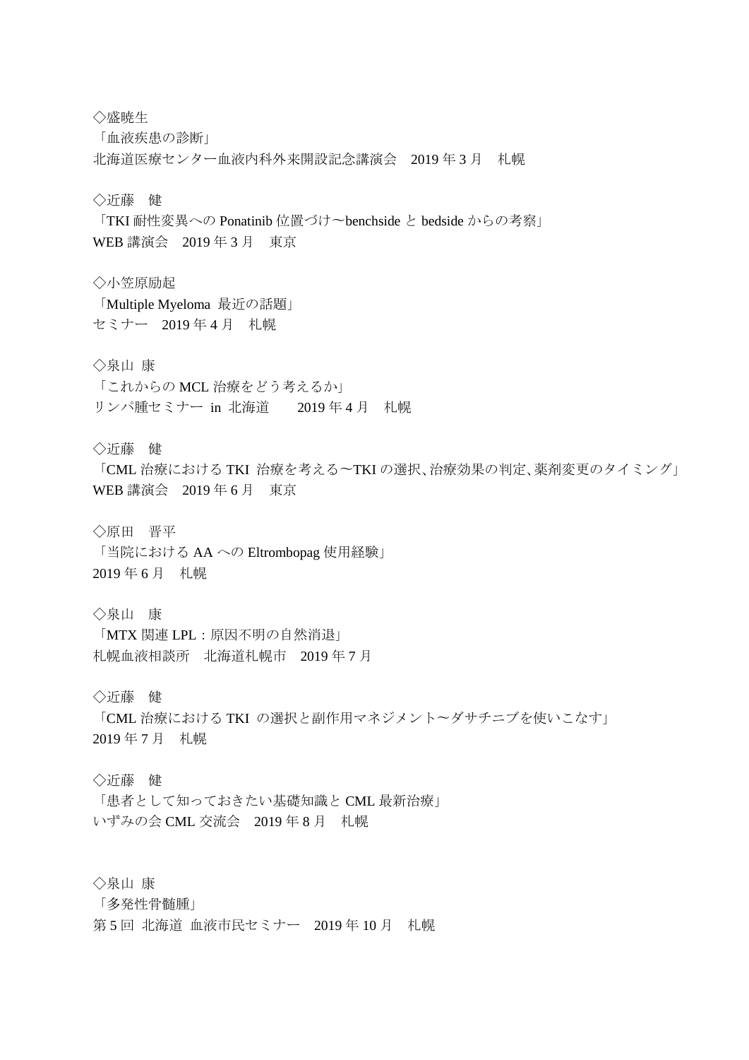◇盛暁生
「血液疾患の診断」
北海道医療センター血液内科外来開設記念講演会　2019 年 3 月　札幌

◇近藤　健
「TKI 耐性変異への Ponatinib 位置づけ〜benchside と bedside からの考察」
WEB 講演会　2019 年 3 月　東京

◇小笠原励起
「Multiple Myeloma  最近の話題」
セミナー　2019 年 4 月　札幌

◇泉山 康
「これからの MCL 治療をどう考えるか」
リンパ腫セミナー  in  北海道　　2019 年 4 月　札幌

◇近藤　健
「CML 治療における TKI  治療を考える〜TKI の選択､治療効果の判定､薬剤変更のタイミング」
WEB 講演会　2019 年 6 月　東京

◇原田　晋平
「当院における AA への Eltrombopag 使用経験」
2019 年 6 月　札幌

◇泉山　康
「MTX 関連 LPL：原因不明の自然消退」
札幌血液相談所　北海道札幌市　2019 年 7 月

◇近藤　健
「CML 治療における TKI  の選択と副作用マネジメント〜ダサチニブを使いこなす」
2019 年 7 月　札幌

◇近藤　健
「患者として知っておきたい基礎知識と CML 最新治療」
いずみの会 CML 交流会　2019 年 8 月　札幌

◇泉山 康
「多発性骨髄腫」
第 5 回  北海道  血液市民セミナー　2019 年 10 月　札幌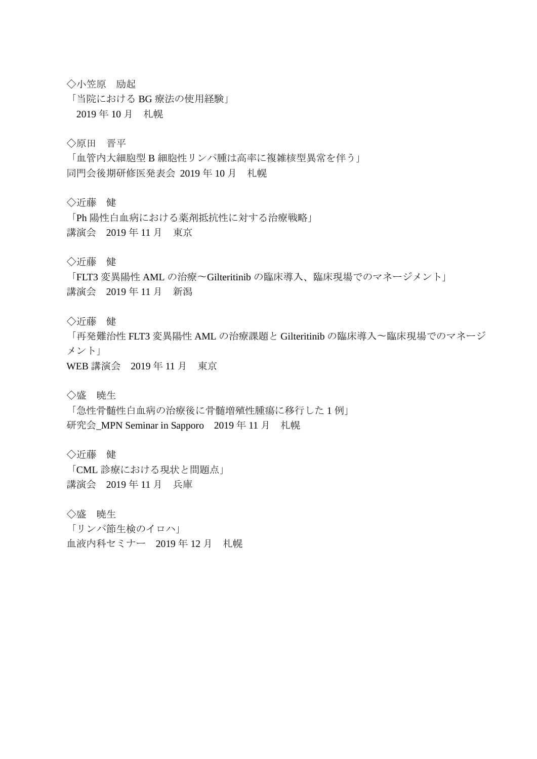◇小笠原　励起

「当院における BG 療法の使用経験」

　2019 年 10 月　札幌

◇原田　晋平

「血管内大細胞型 B 細胞性リンパ腫は高率に複雑核型異常を伴う」

同門会後期研修医発表会 2019 年 10 月　札幌

◇近藤　健

「Ph 陽性白血病における薬剤抵抗性に対する治療戦略」

講演会　2019 年 11 月　東京

◇近藤　健

「FLT3 変異陽性 AML の治療〜Gilteritinib の臨床導入、臨床現場でのマネージメント」

講演会　2019 年 11 月　新潟

◇近藤　健

「再発難治性 FLT3 変異陽性 AML の治療課題と Gilteritinib の臨床導入〜臨床現場でのマネージメント」

WEB 講演会　2019 年 11 月　東京

◇盛　暁生

「急性骨髄性白血病の治療後に骨髄増殖性腫瘍に移行した 1 例」

研究会_MPN Seminar in Sapporo　2019 年 11 月　札幌

◇近藤　健

「CML 診療における現状と問題点」

講演会　2019 年 11 月　兵庫

◇盛　暁生

「リンパ節生検のイロハ」

血液内科セミナー　2019 年 12 月　札幌